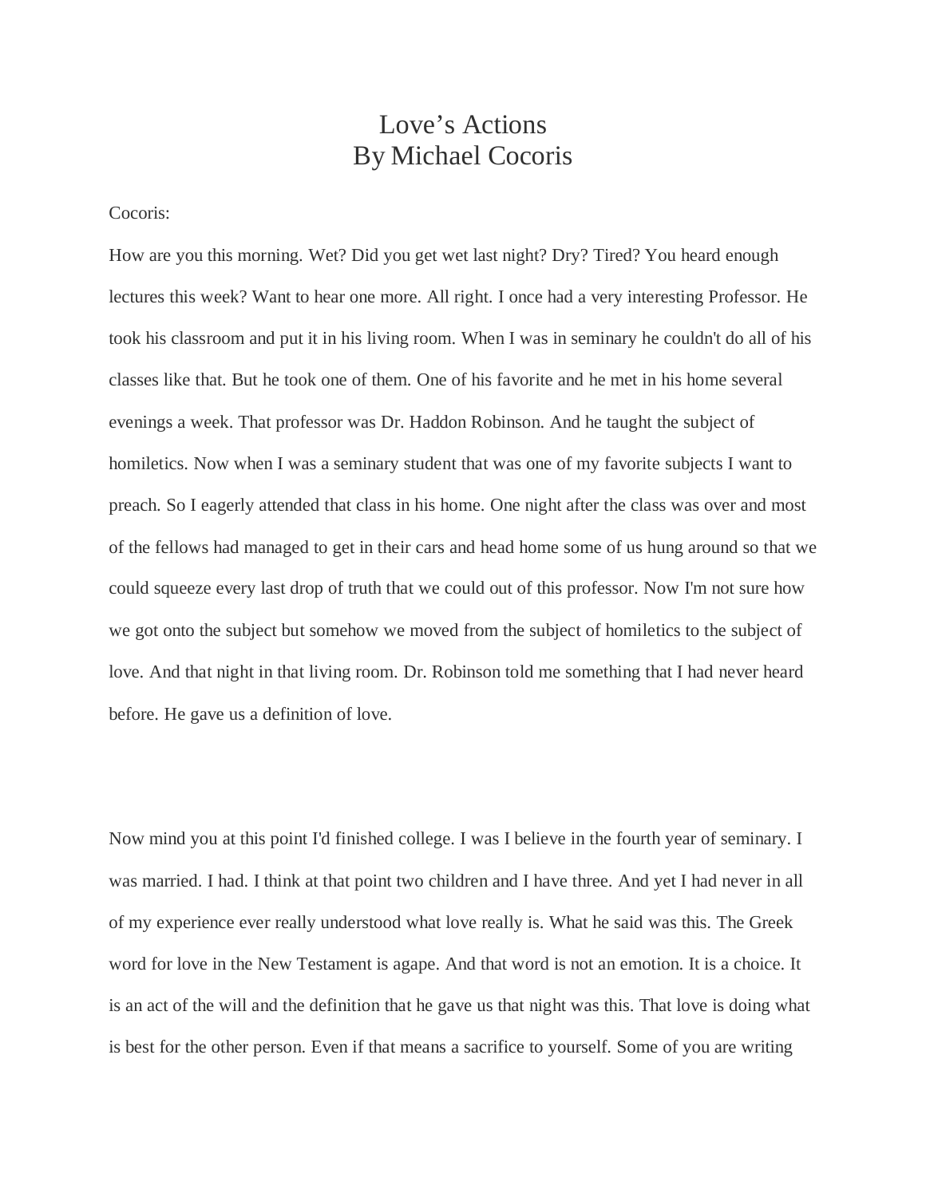# Love's Actions
## By Michael Cocoris

Cocoris:

How are you this morning. Wet? Did you get wet last night? Dry? Tired? You heard enough lectures this week? Want to hear one more. All right. I once had a very interesting Professor. He took his classroom and put it in his living room. When I was in seminary he couldn't do all of his classes like that. But he took one of them. One of his favorite and he met in his home several evenings a week. That professor was Dr. Haddon Robinson. And he taught the subject of homiletics. Now when I was a seminary student that was one of my favorite subjects I want to preach. So I eagerly attended that class in his home. One night after the class was over and most of the fellows had managed to get in their cars and head home some of us hung around so that we could squeeze every last drop of truth that we could out of this professor. Now I'm not sure how we got onto the subject but somehow we moved from the subject of homiletics to the subject of love. And that night in that living room. Dr. Robinson told me something that I had never heard before. He gave us a definition of love.

Now mind you at this point I'd finished college. I was I believe in the fourth year of seminary. I was married. I had. I think at that point two children and I have three. And yet I had never in all of my experience ever really understood what love really is. What he said was this. The Greek word for love in the New Testament is agape. And that word is not an emotion. It is a choice. It is an act of the will and the definition that he gave us that night was this. That love is doing what is best for the other person. Even if that means a sacrifice to yourself. Some of you are writing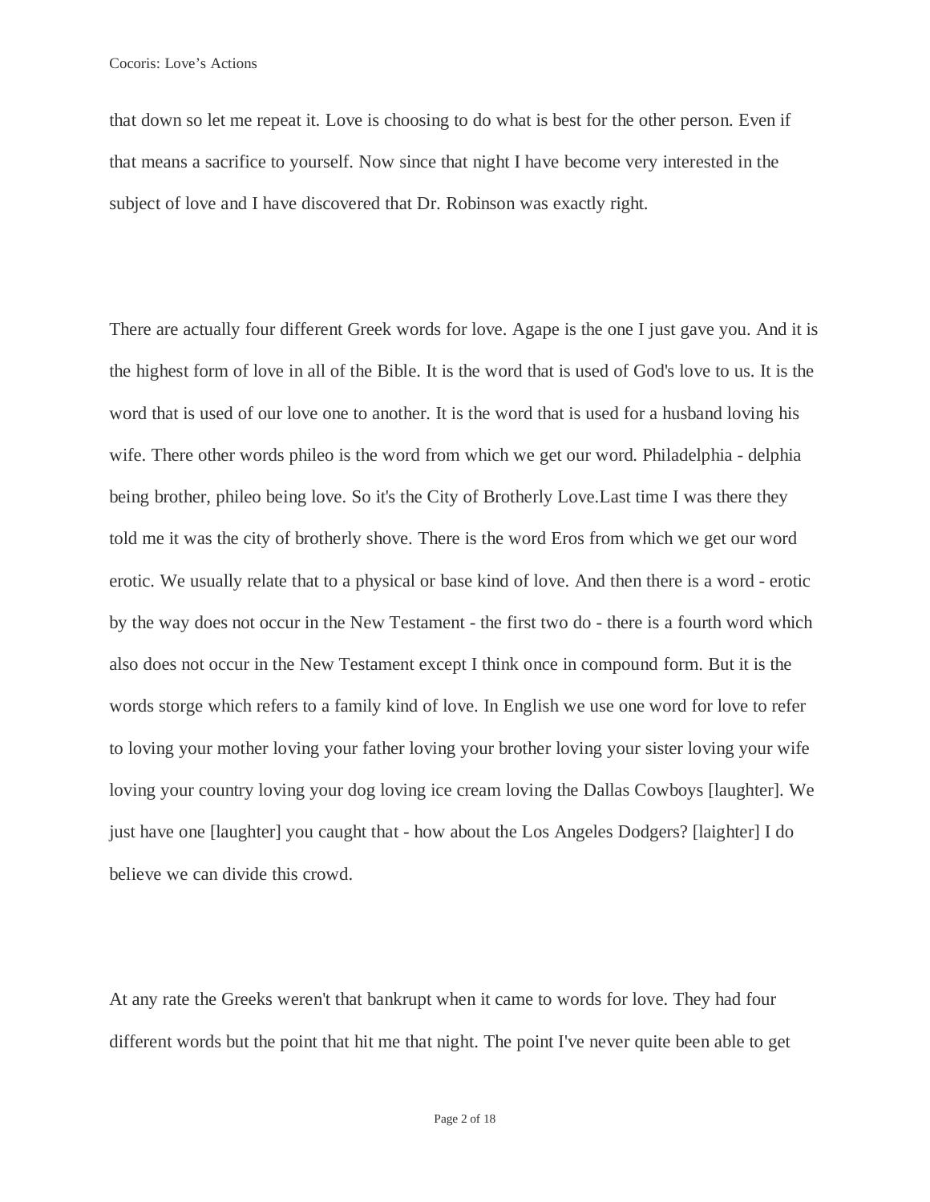that down so let me repeat it. Love is choosing to do what is best for the other person. Even if that means a sacrifice to yourself. Now since that night I have become very interested in the subject of love and I have discovered that Dr. Robinson was exactly right.

There are actually four different Greek words for love. Agape is the one I just gave you. And it is the highest form of love in all of the Bible. It is the word that is used of God's love to us. It is the word that is used of our love one to another. It is the word that is used for a husband loving his wife. There other words phileo is the word from which we get our word. Philadelphia - delphia being brother, phileo being love. So it's the City of Brotherly Love.Last time I was there they told me it was the city of brotherly shove. There is the word Eros from which we get our word erotic. We usually relate that to a physical or base kind of love. And then there is a word - erotic by the way does not occur in the New Testament - the first two do - there is a fourth word which also does not occur in the New Testament except I think once in compound form. But it is the words storge which refers to a family kind of love. In English we use one word for love to refer to loving your mother loving your father loving your brother loving your sister loving your wife loving your country loving your dog loving ice cream loving the Dallas Cowboys [laughter]. We just have one [laughter] you caught that - how about the Los Angeles Dodgers? [laighter] I do believe we can divide this crowd.

At any rate the Greeks weren't that bankrupt when it came to words for love. They had four different words but the point that hit me that night. The point I've never quite been able to get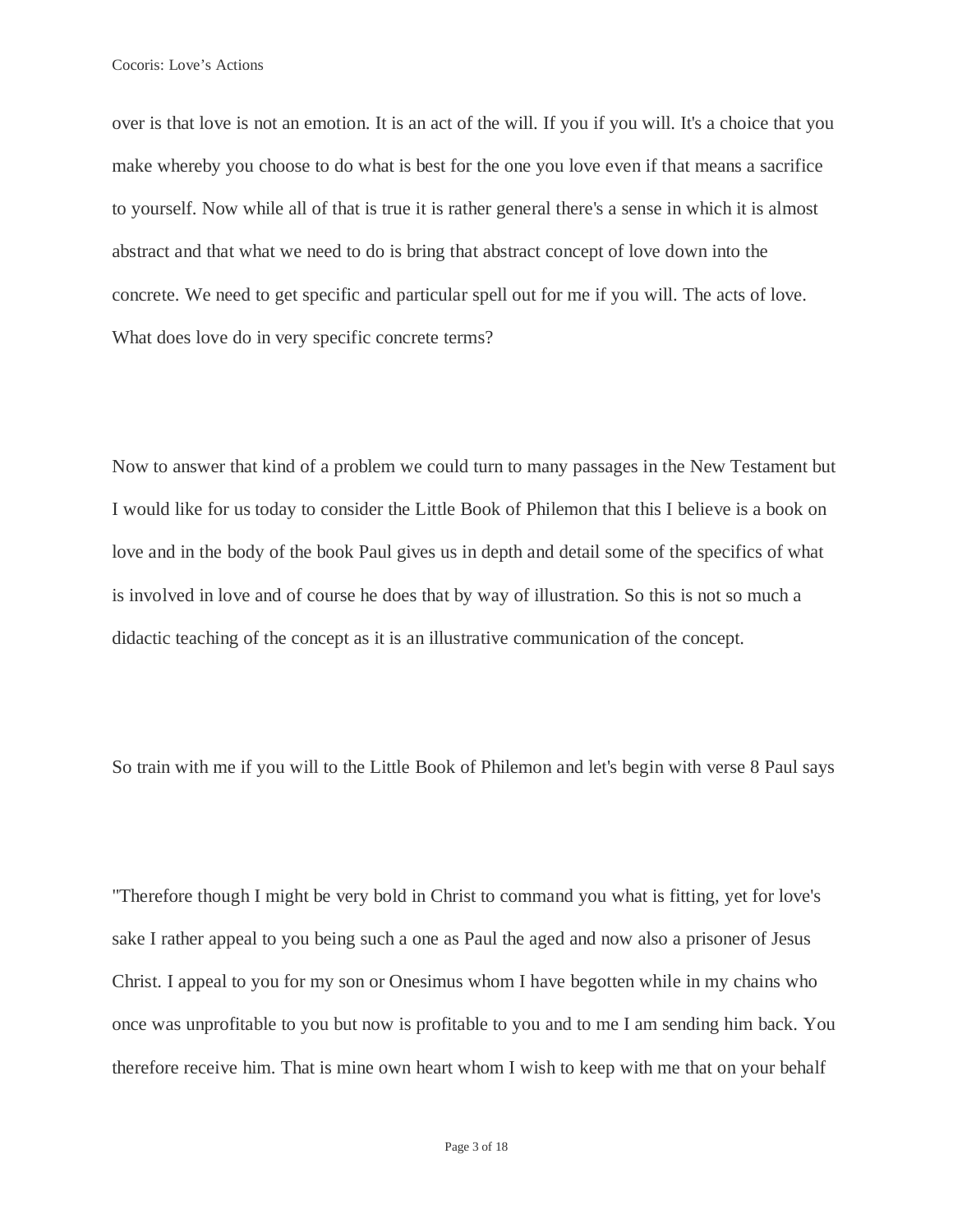over is that love is not an emotion. It is an act of the will. If you if you will. It's a choice that you make whereby you choose to do what is best for the one you love even if that means a sacrifice to yourself. Now while all of that is true it is rather general there's a sense in which it is almost abstract and that what we need to do is bring that abstract concept of love down into the concrete. We need to get specific and particular spell out for me if you will. The acts of love. What does love do in very specific concrete terms?

Now to answer that kind of a problem we could turn to many passages in the New Testament but I would like for us today to consider the Little Book of Philemon that this I believe is a book on love and in the body of the book Paul gives us in depth and detail some of the specifics of what is involved in love and of course he does that by way of illustration. So this is not so much a didactic teaching of the concept as it is an illustrative communication of the concept.

So train with me if you will to the Little Book of Philemon and let's begin with verse 8 Paul says

"Therefore though I might be very bold in Christ to command you what is fitting, yet for love's sake I rather appeal to you being such a one as Paul the aged and now also a prisoner of Jesus Christ. I appeal to you for my son or Onesimus whom I have begotten while in my chains who once was unprofitable to you but now is profitable to you and to me I am sending him back. You therefore receive him. That is mine own heart whom I wish to keep with me that on your behalf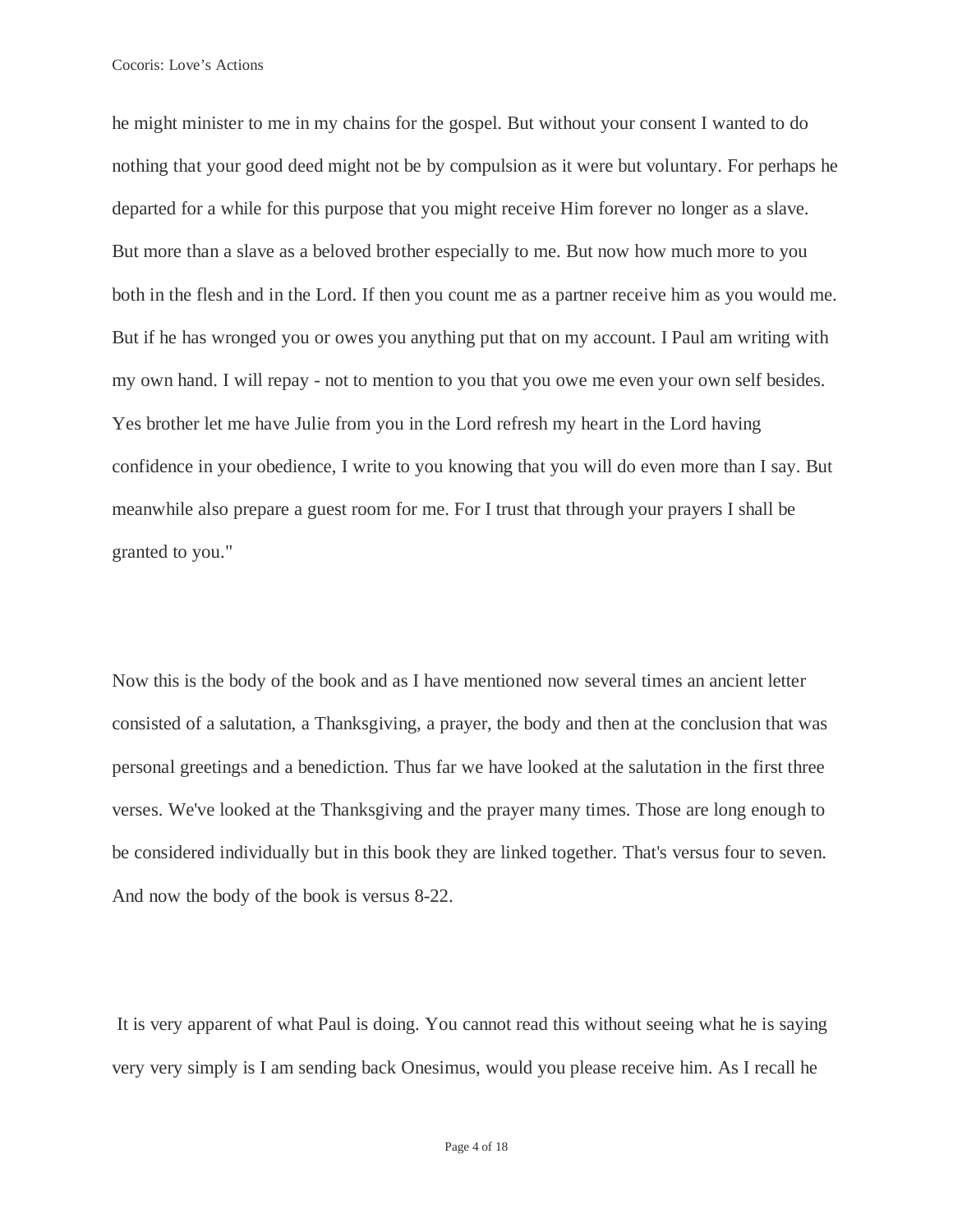he might minister to me in my chains for the gospel. But without your consent I wanted to do nothing that your good deed might not be by compulsion as it were but voluntary. For perhaps he departed for a while for this purpose that you might receive Him forever no longer as a slave. But more than a slave as a beloved brother especially to me. But now how much more to you both in the flesh and in the Lord. If then you count me as a partner receive him as you would me. But if he has wronged you or owes you anything put that on my account. I Paul am writing with my own hand. I will repay - not to mention to you that you owe me even your own self besides. Yes brother let me have Julie from you in the Lord refresh my heart in the Lord having confidence in your obedience, I write to you knowing that you will do even more than I say. But meanwhile also prepare a guest room for me. For I trust that through your prayers I shall be granted to you."

Now this is the body of the book and as I have mentioned now several times an ancient letter consisted of a salutation, a Thanksgiving, a prayer, the body and then at the conclusion that was personal greetings and a benediction. Thus far we have looked at the salutation in the first three verses. We've looked at the Thanksgiving and the prayer many times. Those are long enough to be considered individually but in this book they are linked together. That's versus four to seven. And now the body of the book is versus 8-22.

It is very apparent of what Paul is doing. You cannot read this without seeing what he is saying very very simply is I am sending back Onesimus, would you please receive him. As I recall he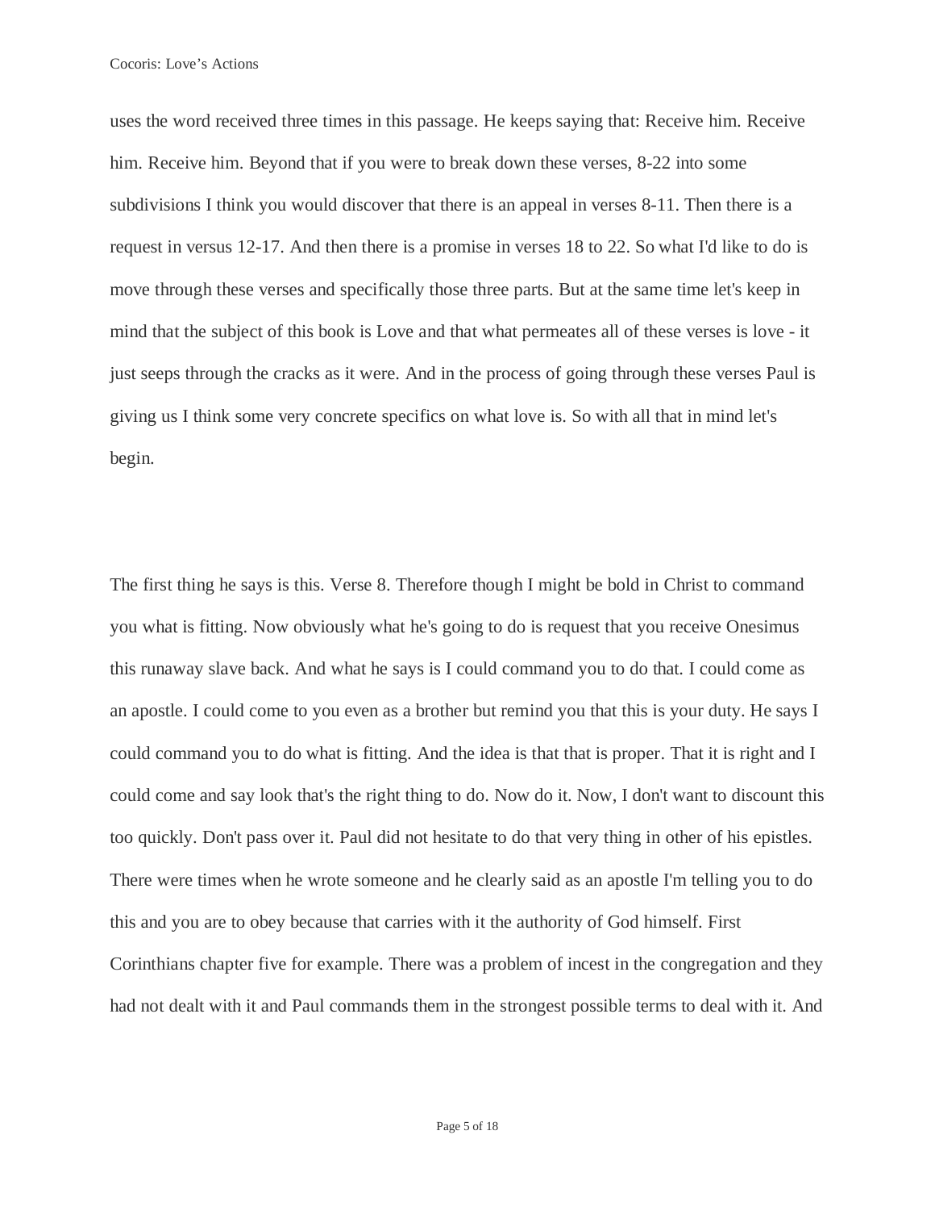uses the word received three times in this passage. He keeps saying that: Receive him. Receive him. Receive him. Beyond that if you were to break down these verses, 8-22 into some subdivisions I think you would discover that there is an appeal in verses 8-11. Then there is a request in versus 12-17. And then there is a promise in verses 18 to 22. So what I'd like to do is move through these verses and specifically those three parts. But at the same time let's keep in mind that the subject of this book is Love and that what permeates all of these verses is love - it just seeps through the cracks as it were. And in the process of going through these verses Paul is giving us I think some very concrete specifics on what love is. So with all that in mind let's begin.

The first thing he says is this. Verse 8. Therefore though I might be bold in Christ to command you what is fitting. Now obviously what he's going to do is request that you receive Onesimus this runaway slave back. And what he says is I could command you to do that. I could come as an apostle. I could come to you even as a brother but remind you that this is your duty. He says I could command you to do what is fitting. And the idea is that that is proper. That it is right and I could come and say look that's the right thing to do. Now do it. Now, I don't want to discount this too quickly. Don't pass over it. Paul did not hesitate to do that very thing in other of his epistles. There were times when he wrote someone and he clearly said as an apostle I'm telling you to do this and you are to obey because that carries with it the authority of God himself. First Corinthians chapter five for example. There was a problem of incest in the congregation and they had not dealt with it and Paul commands them in the strongest possible terms to deal with it. And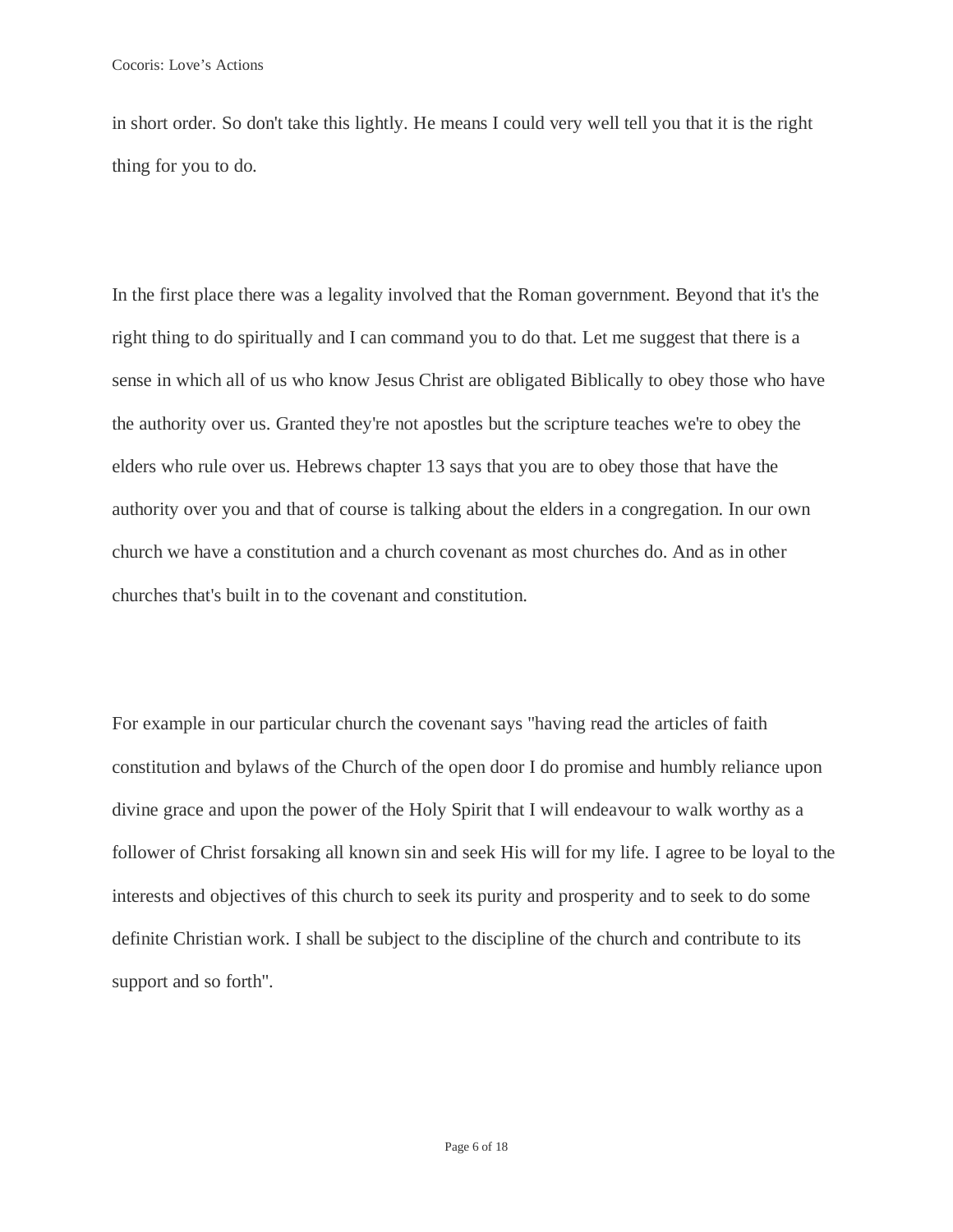in short order. So don't take this lightly. He means I could very well tell you that it is the right thing for you to do.

In the first place there was a legality involved that the Roman government. Beyond that it's the right thing to do spiritually and I can command you to do that. Let me suggest that there is a sense in which all of us who know Jesus Christ are obligated Biblically to obey those who have the authority over us. Granted they're not apostles but the scripture teaches we're to obey the elders who rule over us. Hebrews chapter 13 says that you are to obey those that have the authority over you and that of course is talking about the elders in a congregation. In our own church we have a constitution and a church covenant as most churches do. And as in other churches that's built in to the covenant and constitution.

For example in our particular church the covenant says "having read the articles of faith constitution and bylaws of the Church of the open door I do promise and humbly reliance upon divine grace and upon the power of the Holy Spirit that I will endeavour to walk worthy as a follower of Christ forsaking all known sin and seek His will for my life. I agree to be loyal to the interests and objectives of this church to seek its purity and prosperity and to seek to do some definite Christian work. I shall be subject to the discipline of the church and contribute to its support and so forth".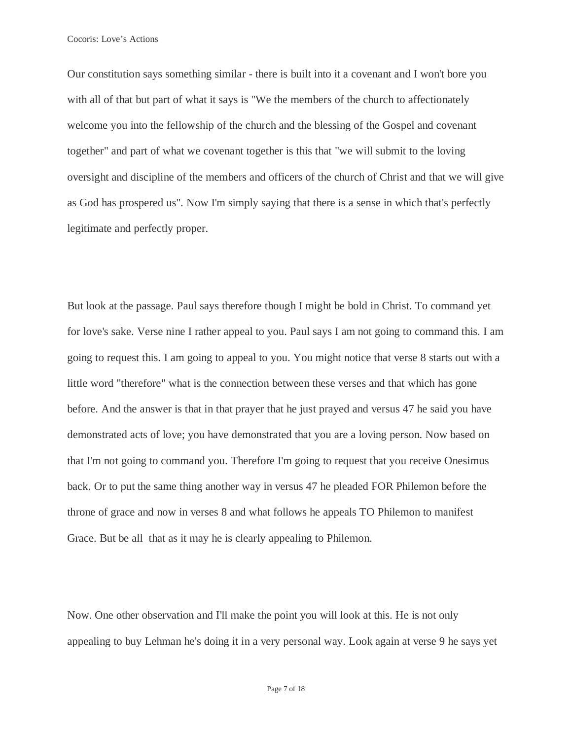Our constitution says something similar - there is built into it a covenant and I won't bore you with all of that but part of what it says is "We the members of the church to affectionately welcome you into the fellowship of the church and the blessing of the Gospel and covenant together" and part of what we covenant together is this that "we will submit to the loving oversight and discipline of the members and officers of the church of Christ and that we will give as God has prospered us". Now I'm simply saying that there is a sense in which that's perfectly legitimate and perfectly proper.

But look at the passage. Paul says therefore though I might be bold in Christ. To command yet for love's sake. Verse nine I rather appeal to you. Paul says I am not going to command this. I am going to request this. I am going to appeal to you. You might notice that verse 8 starts out with a little word "therefore" what is the connection between these verses and that which has gone before. And the answer is that in that prayer that he just prayed and versus 47 he said you have demonstrated acts of love; you have demonstrated that you are a loving person. Now based on that I'm not going to command you. Therefore I'm going to request that you receive Onesimus back. Or to put the same thing another way in versus 47 he pleaded FOR Philemon before the throne of grace and now in verses 8 and what follows he appeals TO Philemon to manifest Grace. But be all that as it may he is clearly appealing to Philemon.

Now. One other observation and I'll make the point you will look at this. He is not only appealing to buy Lehman he's doing it in a very personal way. Look again at verse 9 he says yet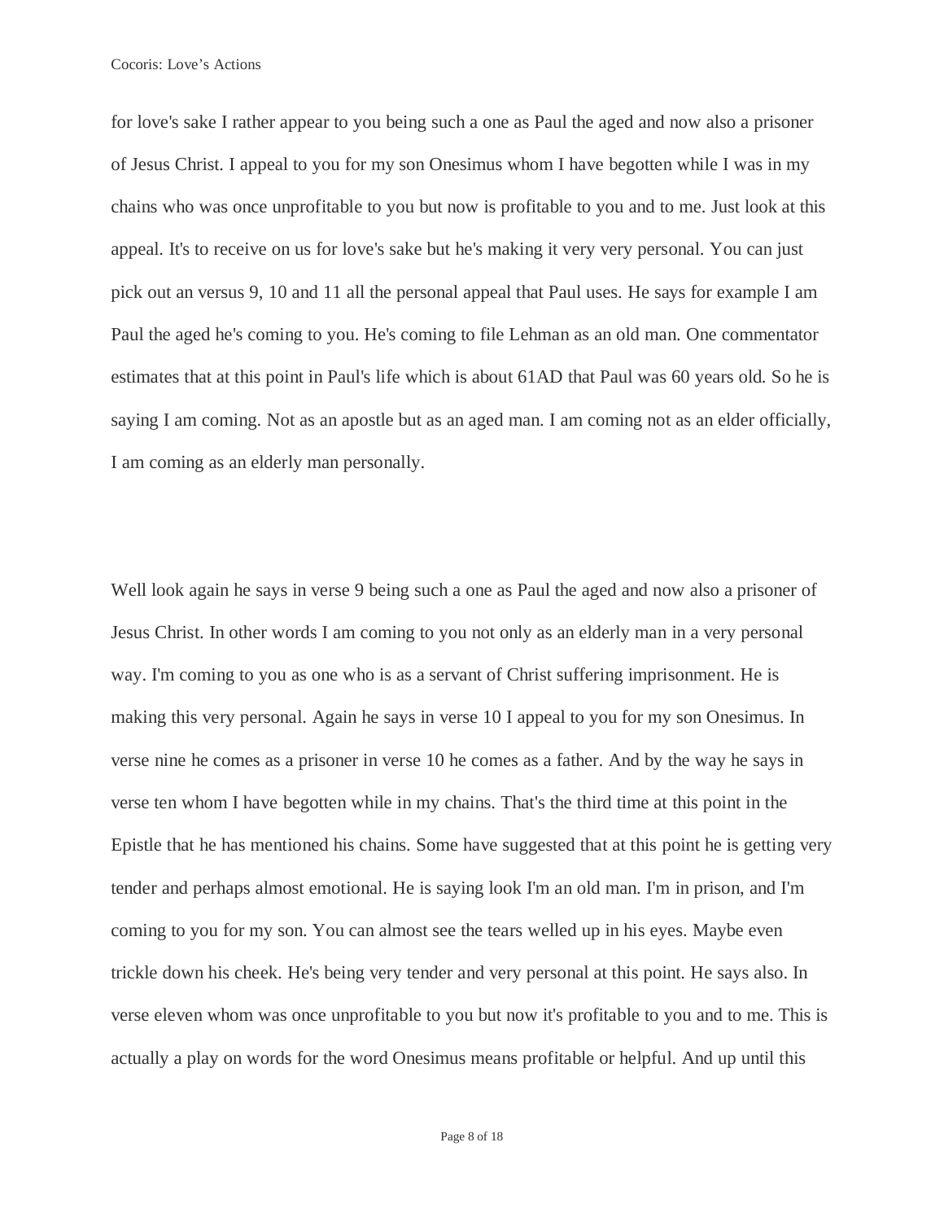for love's sake I rather appear to you being such a one as Paul the aged and now also a prisoner of Jesus Christ. I appeal to you for my son Onesimus whom I have begotten while I was in my chains who was once unprofitable to you but now is profitable to you and to me. Just look at this appeal. It's to receive on us for love's sake but he's making it very very personal. You can just pick out an versus 9, 10 and 11 all the personal appeal that Paul uses. He says for example I am Paul the aged he's coming to you. He's coming to file Lehman as an old man. One commentator estimates that at this point in Paul's life which is about 61AD that Paul was 60 years old. So he is saying I am coming. Not as an apostle but as an aged man. I am coming not as an elder officially, I am coming as an elderly man personally.

Well look again he says in verse 9 being such a one as Paul the aged and now also a prisoner of Jesus Christ. In other words I am coming to you not only as an elderly man in a very personal way. I'm coming to you as one who is as a servant of Christ suffering imprisonment. He is making this very personal. Again he says in verse 10 I appeal to you for my son Onesimus. In verse nine he comes as a prisoner in verse 10 he comes as a father. And by the way he says in verse ten whom I have begotten while in my chains. That's the third time at this point in the Epistle that he has mentioned his chains. Some have suggested that at this point he is getting very tender and perhaps almost emotional. He is saying look I'm an old man. I'm in prison, and I'm coming to you for my son. You can almost see the tears welled up in his eyes. Maybe even trickle down his cheek. He's being very tender and very personal at this point. He says also. In verse eleven whom was once unprofitable to you but now it's profitable to you and to me. This is actually a play on words for the word Onesimus means profitable or helpful. And up until this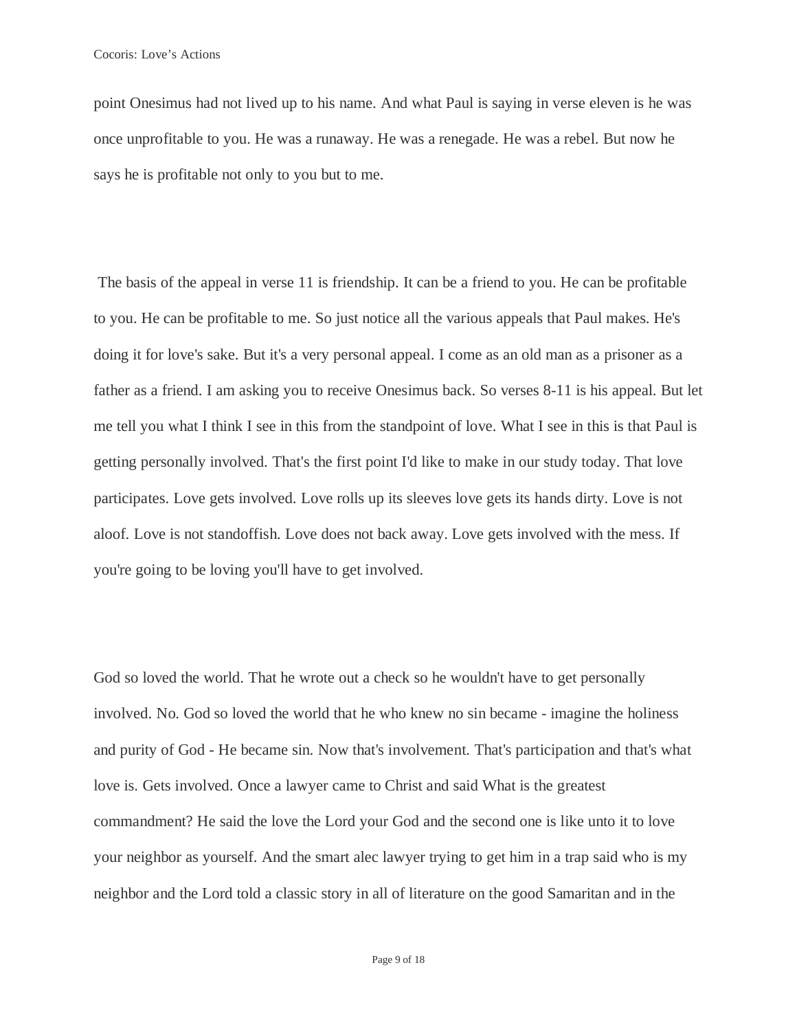point Onesimus had not lived up to his name. And what Paul is saying in verse eleven is he was once unprofitable to you. He was a runaway. He was a renegade. He was a rebel. But now he says he is profitable not only to you but to me.

The basis of the appeal in verse 11 is friendship. It can be a friend to you. He can be profitable to you. He can be profitable to me. So just notice all the various appeals that Paul makes. He's doing it for love's sake. But it's a very personal appeal. I come as an old man as a prisoner as a father as a friend. I am asking you to receive Onesimus back. So verses 8-11 is his appeal. But let me tell you what I think I see in this from the standpoint of love. What I see in this is that Paul is getting personally involved. That's the first point I'd like to make in our study today. That love participates. Love gets involved. Love rolls up its sleeves love gets its hands dirty. Love is not aloof. Love is not standoffish. Love does not back away. Love gets involved with the mess. If you're going to be loving you'll have to get involved.

God so loved the world. That he wrote out a check so he wouldn't have to get personally involved. No. God so loved the world that he who knew no sin became - imagine the holiness and purity of God - He became sin. Now that's involvement. That's participation and that's what love is. Gets involved. Once a lawyer came to Christ and said What is the greatest commandment? He said the love the Lord your God and the second one is like unto it to love your neighbor as yourself. And the smart alec lawyer trying to get him in a trap said who is my neighbor and the Lord told a classic story in all of literature on the good Samaritan and in the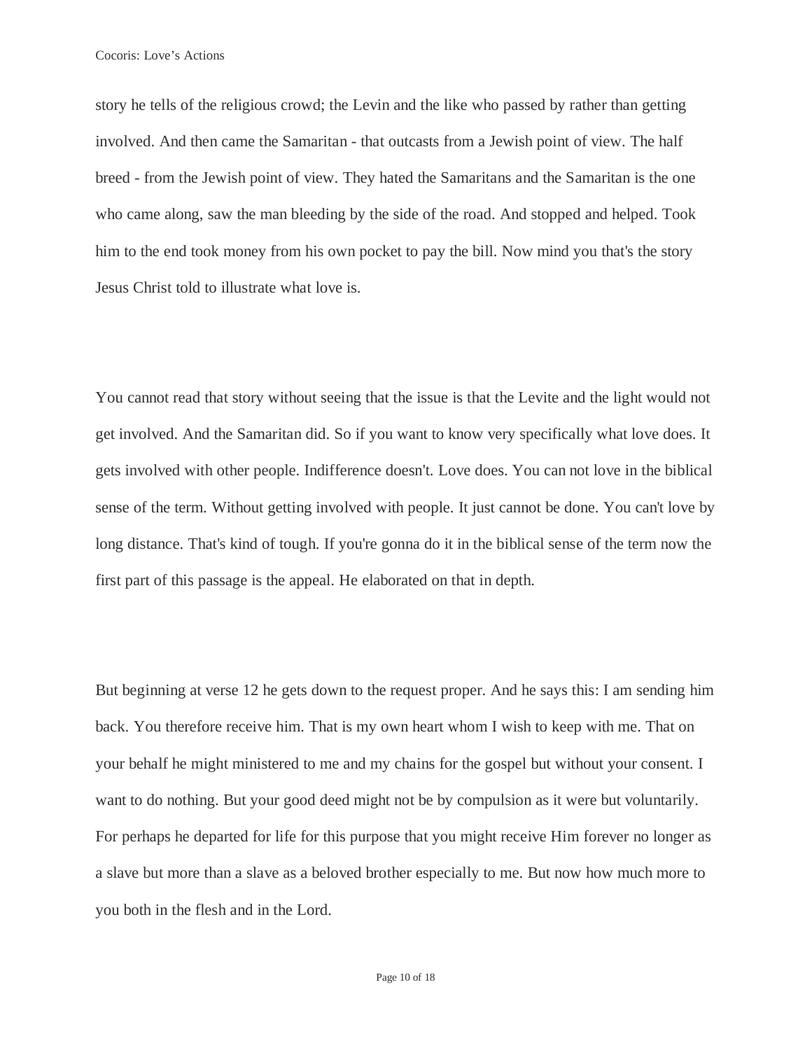story he tells of the religious crowd; the Levin and the like who passed by rather than getting involved. And then came the Samaritan - that outcasts from a Jewish point of view. The half breed - from the Jewish point of view. They hated the Samaritans and the Samaritan is the one who came along, saw the man bleeding by the side of the road. And stopped and helped. Took him to the end took money from his own pocket to pay the bill. Now mind you that's the story Jesus Christ told to illustrate what love is.

You cannot read that story without seeing that the issue is that the Levite and the light would not get involved. And the Samaritan did. So if you want to know very specifically what love does. It gets involved with other people. Indifference doesn't. Love does. You can not love in the biblical sense of the term. Without getting involved with people. It just cannot be done. You can't love by long distance. That's kind of tough. If you're gonna do it in the biblical sense of the term now the first part of this passage is the appeal. He elaborated on that in depth.

But beginning at verse 12 he gets down to the request proper. And he says this: I am sending him back. You therefore receive him. That is my own heart whom I wish to keep with me. That on your behalf he might ministered to me and my chains for the gospel but without your consent. I want to do nothing. But your good deed might not be by compulsion as it were but voluntarily. For perhaps he departed for life for this purpose that you might receive Him forever no longer as a slave but more than a slave as a beloved brother especially to me. But now how much more to you both in the flesh and in the Lord.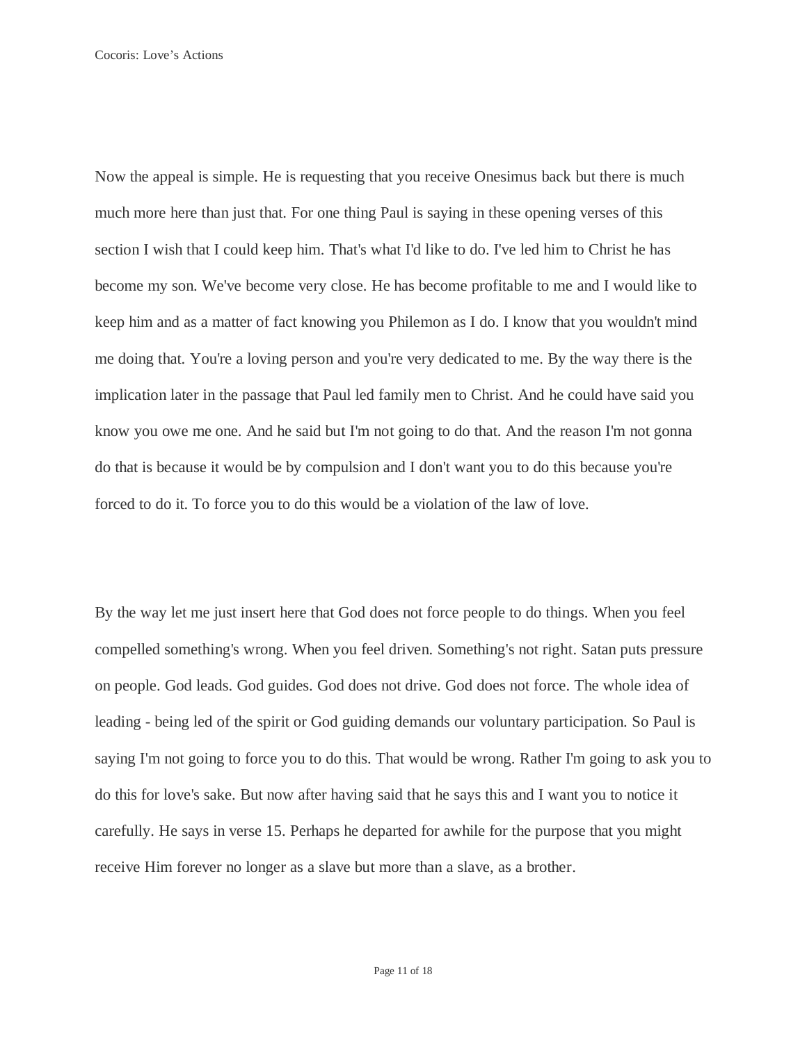Now the appeal is simple. He is requesting that you receive Onesimus back but there is much much more here than just that. For one thing Paul is saying in these opening verses of this section I wish that I could keep him. That's what I'd like to do. I've led him to Christ he has become my son. We've become very close. He has become profitable to me and I would like to keep him and as a matter of fact knowing you Philemon as I do. I know that you wouldn't mind me doing that. You're a loving person and you're very dedicated to me. By the way there is the implication later in the passage that Paul led family men to Christ. And he could have said you know you owe me one. And he said but I'm not going to do that. And the reason I'm not gonna do that is because it would be by compulsion and I don't want you to do this because you're forced to do it. To force you to do this would be a violation of the law of love.

By the way let me just insert here that God does not force people to do things. When you feel compelled something's wrong. When you feel driven. Something's not right. Satan puts pressure on people. God leads. God guides. God does not drive. God does not force. The whole idea of leading - being led of the spirit or God guiding demands our voluntary participation. So Paul is saying I'm not going to force you to do this. That would be wrong. Rather I'm going to ask you to do this for love's sake. But now after having said that he says this and I want you to notice it carefully. He says in verse 15. Perhaps he departed for awhile for the purpose that you might receive Him forever no longer as a slave but more than a slave, as a brother.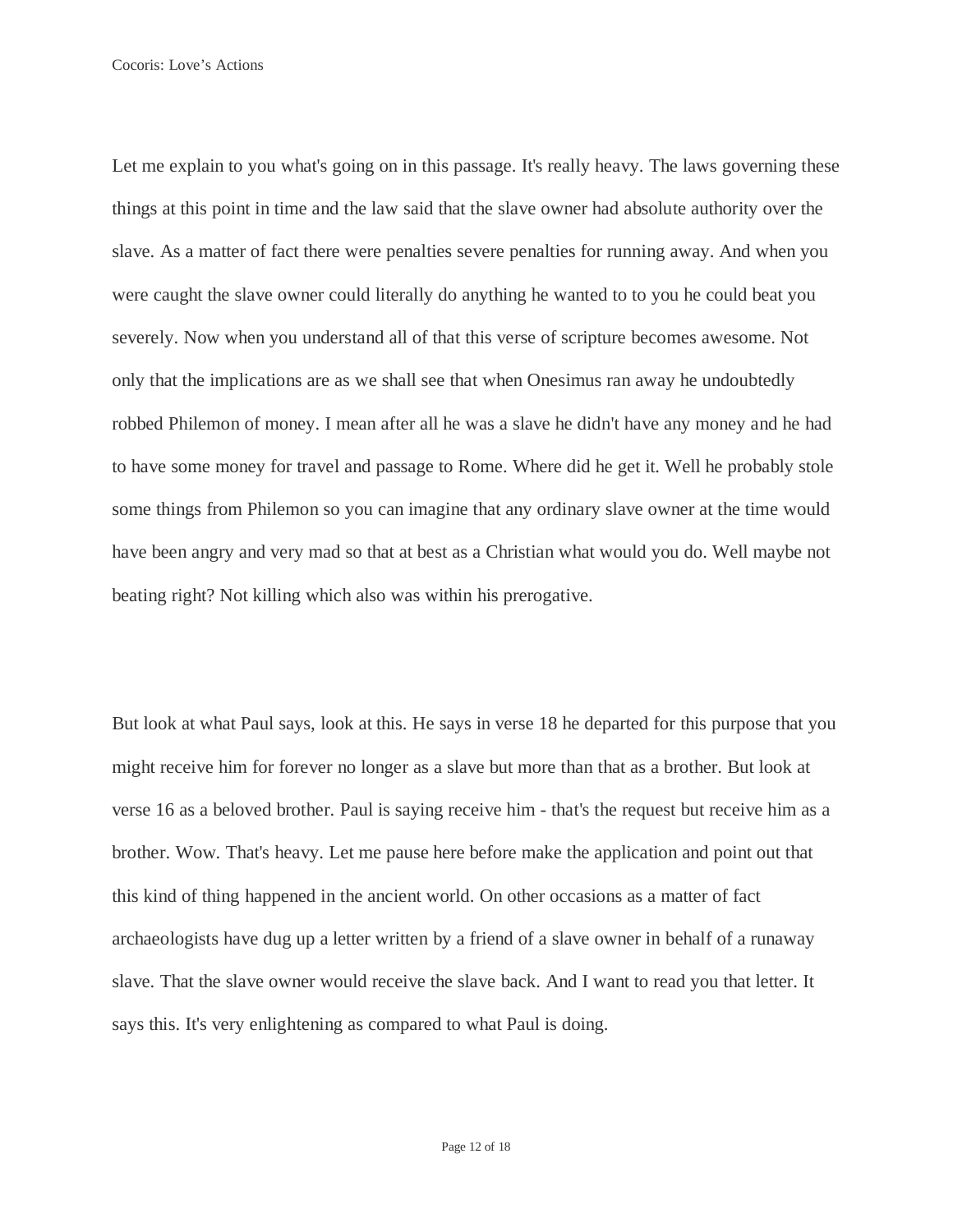Let me explain to you what's going on in this passage. It's really heavy. The laws governing these things at this point in time and the law said that the slave owner had absolute authority over the slave. As a matter of fact there were penalties severe penalties for running away. And when you were caught the slave owner could literally do anything he wanted to to you he could beat you severely. Now when you understand all of that this verse of scripture becomes awesome. Not only that the implications are as we shall see that when Onesimus ran away he undoubtedly robbed Philemon of money. I mean after all he was a slave he didn't have any money and he had to have some money for travel and passage to Rome. Where did he get it. Well he probably stole some things from Philemon so you can imagine that any ordinary slave owner at the time would have been angry and very mad so that at best as a Christian what would you do. Well maybe not beating right? Not killing which also was within his prerogative.

But look at what Paul says, look at this. He says in verse 18 he departed for this purpose that you might receive him for forever no longer as a slave but more than that as a brother. But look at verse 16 as a beloved brother. Paul is saying receive him - that's the request but receive him as a brother. Wow. That's heavy. Let me pause here before make the application and point out that this kind of thing happened in the ancient world. On other occasions as a matter of fact archaeologists have dug up a letter written by a friend of a slave owner in behalf of a runaway slave. That the slave owner would receive the slave back. And I want to read you that letter. It says this. It's very enlightening as compared to what Paul is doing.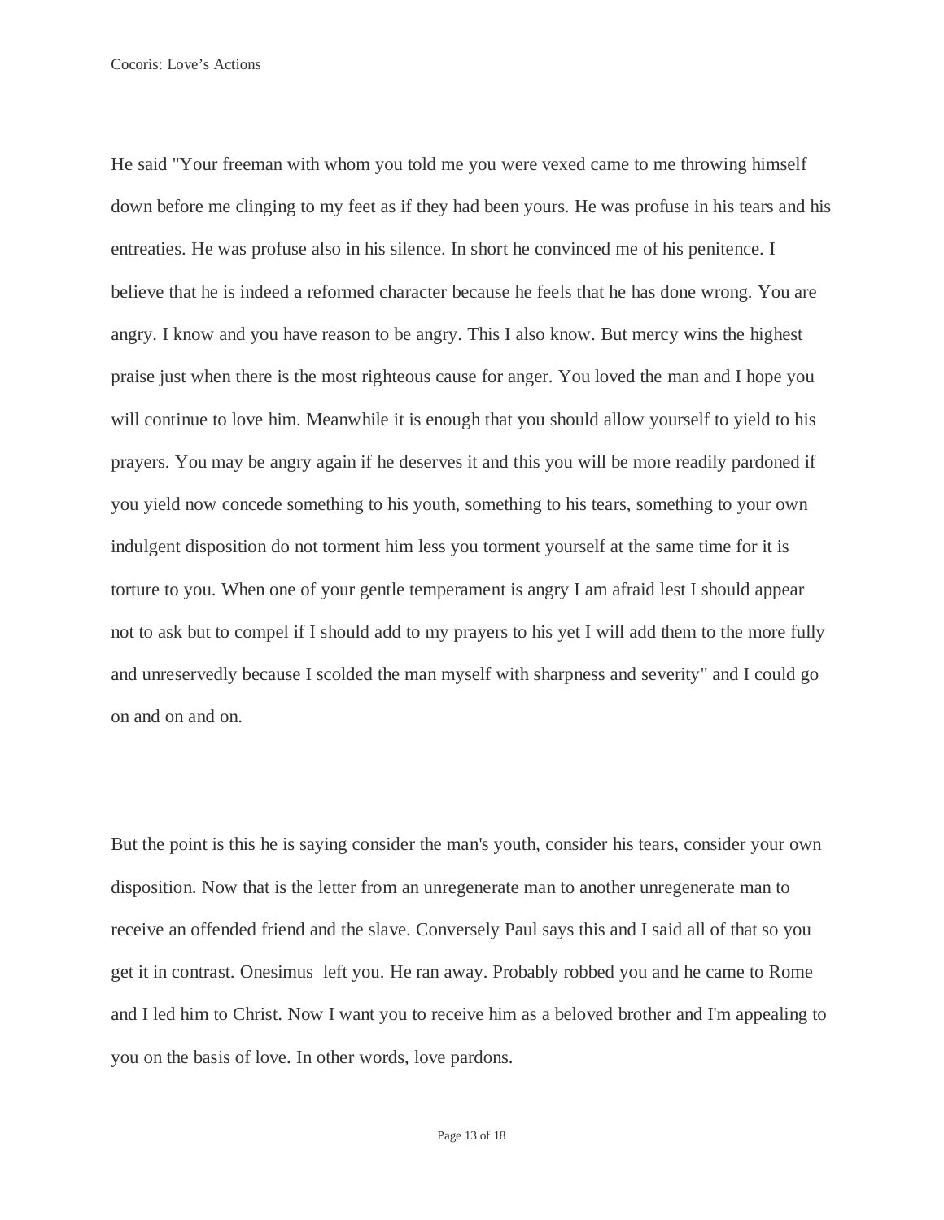He said "Your freeman with whom you told me you were vexed came to me throwing himself down before me clinging to my feet as if they had been yours. He was profuse in his tears and his entreaties. He was profuse also in his silence. In short he convinced me of his penitence. I believe that he is indeed a reformed character because he feels that he has done wrong. You are angry. I know and you have reason to be angry. This I also know. But mercy wins the highest praise just when there is the most righteous cause for anger. You loved the man and I hope you will continue to love him. Meanwhile it is enough that you should allow yourself to yield to his prayers. You may be angry again if he deserves it and this you will be more readily pardoned if you yield now concede something to his youth, something to his tears, something to your own indulgent disposition do not torment him less you torment yourself at the same time for it is torture to you. When one of your gentle temperament is angry I am afraid lest I should appear not to ask but to compel if I should add to my prayers to his yet I will add them to the more fully and unreservedly because I scolded the man myself with sharpness and severity" and I could go on and on and on.

But the point is this he is saying consider the man's youth, consider his tears, consider your own disposition. Now that is the letter from an unregenerate man to another unregenerate man to receive an offended friend and the slave. Conversely Paul says this and I said all of that so you get it in contrast. Onesimus left you. He ran away. Probably robbed you and he came to Rome and I led him to Christ. Now I want you to receive him as a beloved brother and I'm appealing to you on the basis of love. In other words, love pardons.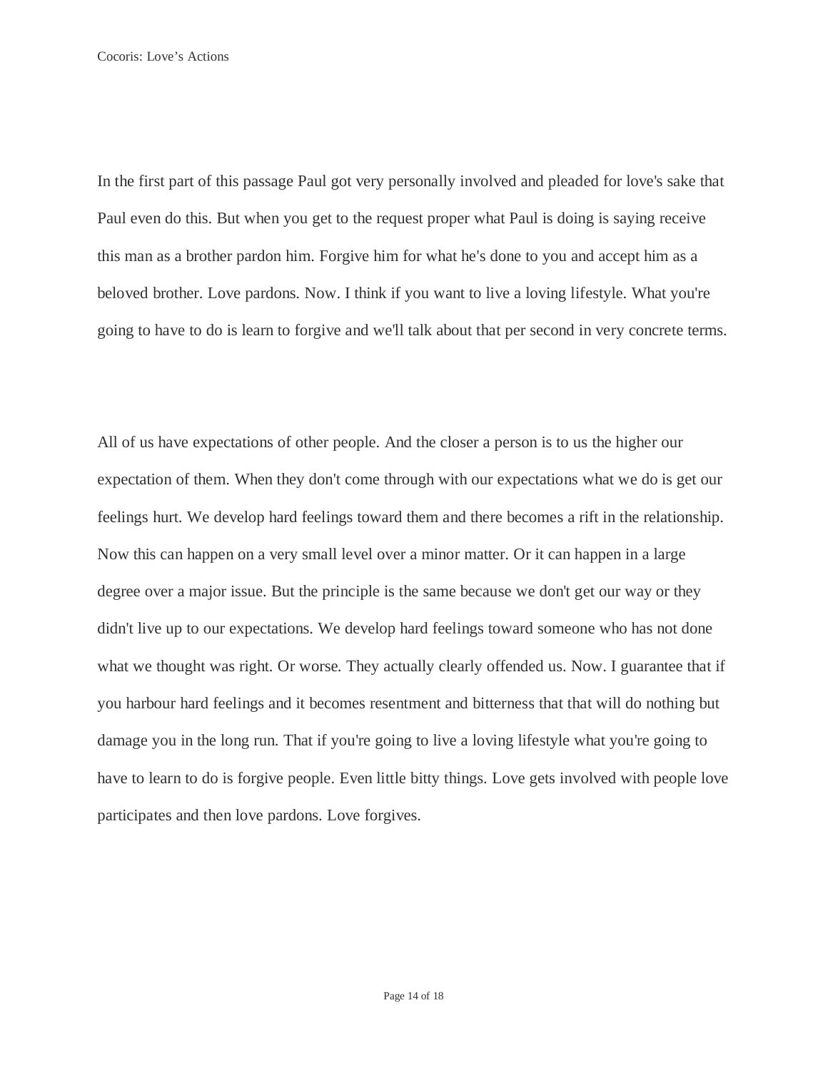In the first part of this passage Paul got very personally involved and pleaded for love's sake that Paul even do this. But when you get to the request proper what Paul is doing is saying receive this man as a brother pardon him. Forgive him for what he's done to you and accept him as a beloved brother. Love pardons. Now. I think if you want to live a loving lifestyle. What you're going to have to do is learn to forgive and we'll talk about that per second in very concrete terms.

All of us have expectations of other people. And the closer a person is to us the higher our expectation of them. When they don't come through with our expectations what we do is get our feelings hurt. We develop hard feelings toward them and there becomes a rift in the relationship. Now this can happen on a very small level over a minor matter. Or it can happen in a large degree over a major issue. But the principle is the same because we don't get our way or they didn't live up to our expectations. We develop hard feelings toward someone who has not done what we thought was right. Or worse. They actually clearly offended us. Now. I guarantee that if you harbour hard feelings and it becomes resentment and bitterness that that will do nothing but damage you in the long run. That if you're going to live a loving lifestyle what you're going to have to learn to do is forgive people. Even little bitty things. Love gets involved with people love participates and then love pardons. Love forgives.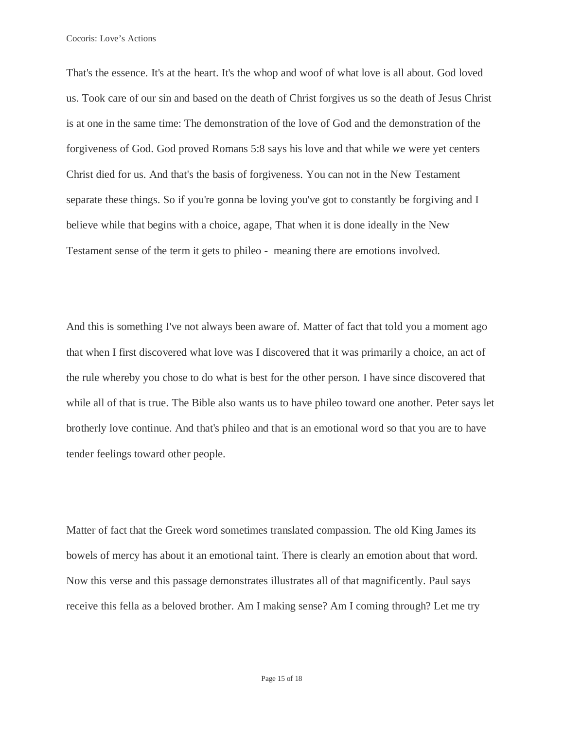That's the essence. It's at the heart. It's the whop and woof of what love is all about. God loved us. Took care of our sin and based on the death of Christ forgives us so the death of Jesus Christ is at one in the same time: The demonstration of the love of God and the demonstration of the forgiveness of God. God proved Romans 5:8 says his love and that while we were yet centers Christ died for us. And that's the basis of forgiveness. You can not in the New Testament separate these things. So if you're gonna be loving you've got to constantly be forgiving and I believe while that begins with a choice, agape, That when it is done ideally in the New Testament sense of the term it gets to phileo - meaning there are emotions involved.

And this is something I've not always been aware of. Matter of fact that told you a moment ago that when I first discovered what love was I discovered that it was primarily a choice, an act of the rule whereby you chose to do what is best for the other person. I have since discovered that while all of that is true. The Bible also wants us to have phileo toward one another. Peter says let brotherly love continue. And that's phileo and that is an emotional word so that you are to have tender feelings toward other people.

Matter of fact that the Greek word sometimes translated compassion. The old King James its bowels of mercy has about it an emotional taint. There is clearly an emotion about that word. Now this verse and this passage demonstrates illustrates all of that magnificently. Paul says receive this fella as a beloved brother. Am I making sense? Am I coming through? Let me try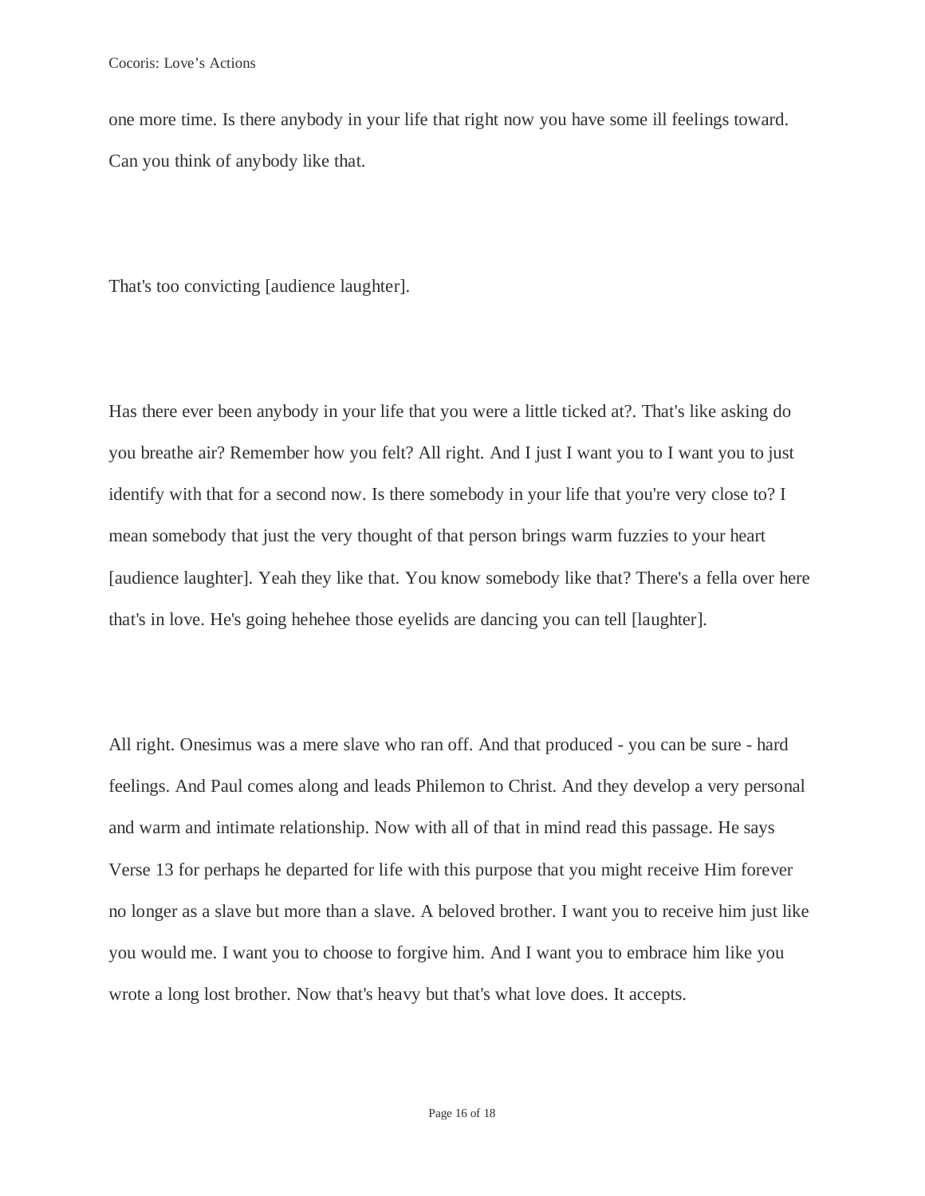one more time. Is there anybody in your life that right now you have some ill feelings toward. Can you think of anybody like that.

That's too convicting [audience laughter].

Has there ever been anybody in your life that you were a little ticked at?. That's like asking do you breathe air? Remember how you felt? All right. And I just I want you to I want you to just identify with that for a second now. Is there somebody in your life that you're very close to? I mean somebody that just the very thought of that person brings warm fuzzies to your heart [audience laughter]. Yeah they like that. You know somebody like that? There's a fella over here that's in love. He's going hehehee those eyelids are dancing you can tell [laughter].

All right. Onesimus was a mere slave who ran off. And that produced - you can be sure - hard feelings. And Paul comes along and leads Philemon to Christ. And they develop a very personal and warm and intimate relationship. Now with all of that in mind read this passage. He says Verse 13 for perhaps he departed for life with this purpose that you might receive Him forever no longer as a slave but more than a slave. A beloved brother. I want you to receive him just like you would me. I want you to choose to forgive him. And I want you to embrace him like you wrote a long lost brother. Now that's heavy but that's what love does. It accepts.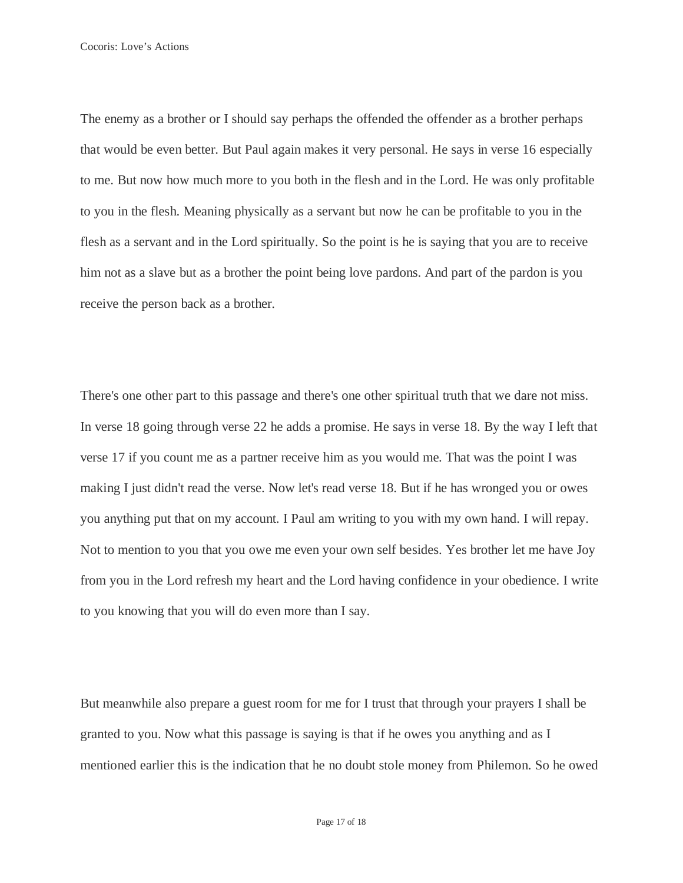The enemy as a brother or I should say perhaps the offended the offender as a brother perhaps that would be even better. But Paul again makes it very personal. He says in verse 16 especially to me. But now how much more to you both in the flesh and in the Lord. He was only profitable to you in the flesh. Meaning physically as a servant but now he can be profitable to you in the flesh as a servant and in the Lord spiritually. So the point is he is saying that you are to receive him not as a slave but as a brother the point being love pardons. And part of the pardon is you receive the person back as a brother.

There's one other part to this passage and there's one other spiritual truth that we dare not miss. In verse 18 going through verse 22 he adds a promise. He says in verse 18. By the way I left that verse 17 if you count me as a partner receive him as you would me. That was the point I was making I just didn't read the verse. Now let's read verse 18. But if he has wronged you or owes you anything put that on my account. I Paul am writing to you with my own hand. I will repay. Not to mention to you that you owe me even your own self besides. Yes brother let me have Joy from you in the Lord refresh my heart and the Lord having confidence in your obedience. I write to you knowing that you will do even more than I say.

But meanwhile also prepare a guest room for me for I trust that through your prayers I shall be granted to you. Now what this passage is saying is that if he owes you anything and as I mentioned earlier this is the indication that he no doubt stole money from Philemon. So he owed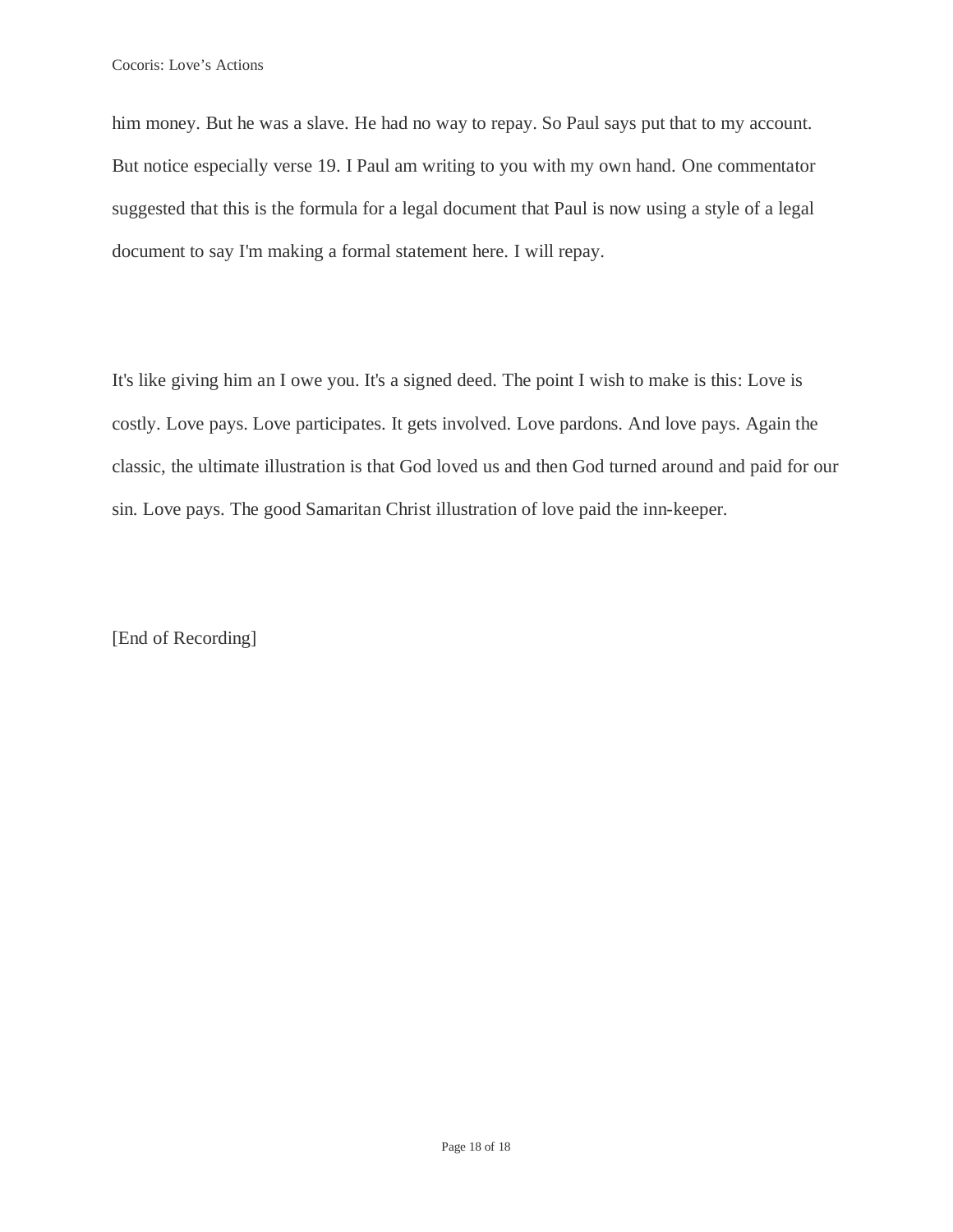him money. But he was a slave. He had no way to repay. So Paul says put that to my account. But notice especially verse 19. I Paul am writing to you with my own hand. One commentator suggested that this is the formula for a legal document that Paul is now using a style of a legal document to say I'm making a formal statement here. I will repay.

It's like giving him an I owe you. It's a signed deed. The point I wish to make is this: Love is costly. Love pays. Love participates. It gets involved. Love pardons. And love pays. Again the classic, the ultimate illustration is that God loved us and then God turned around and paid for our sin. Love pays. The good Samaritan Christ illustration of love paid the inn-keeper.

[End of Recording]